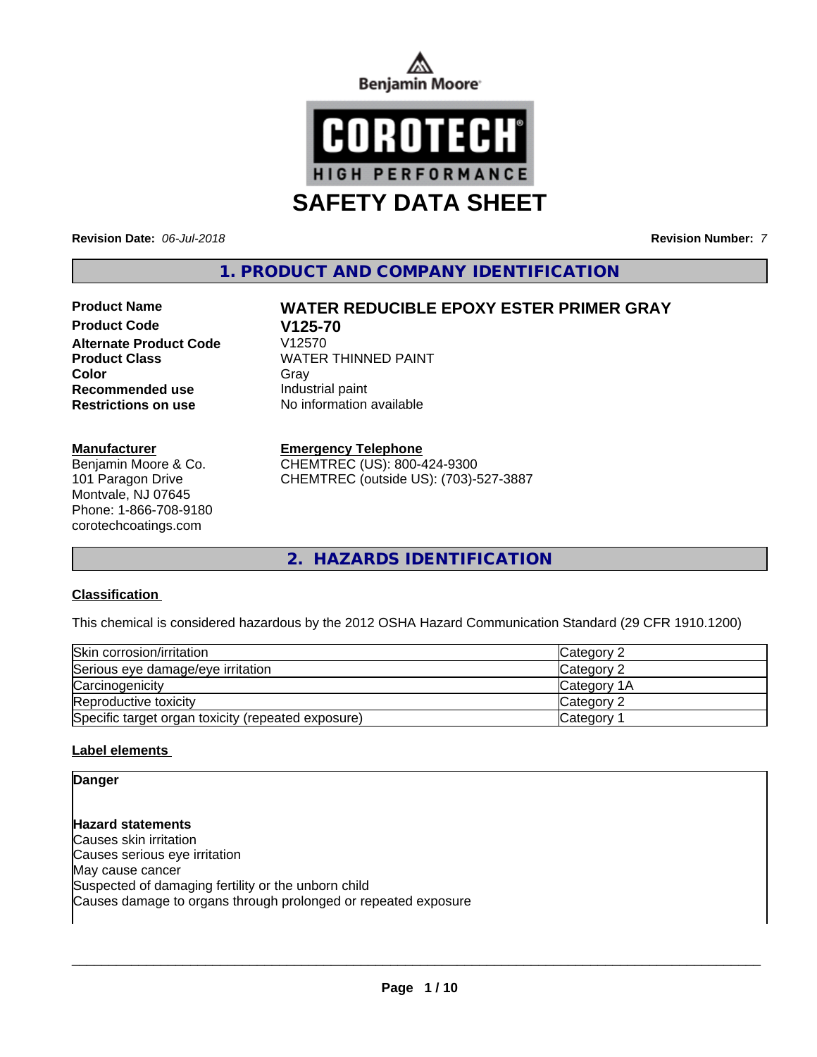Benjamin Moore

COROTECH HIGH PERFORMANCE

# SAFETY DATA SHEET

**Revision Date:** *06-Jul-2018* **Revision Number:** *7*

## 1. PRODUCT AND COMPANY IDENTIFICATION

**Product Name** WATER REDUCIBLE EPOXY ESTER PRIMER GRAY
**Product Code** V125-70
**Alternate Product Code** V12570
**Product Class** WATER THINNED PAINT
**Color** Gray
**Recommended use** Industrial paint
**Restrictions on use** No information available

**Manufacturer**
Benjamin Moore & Co.
101 Paragon Drive
Montvale, NJ 07645
Phone: 1-866-708-9180
corotechcoatings.com

**Emergency Telephone**
CHEMTREC (US): 800-424-9300
CHEMTREC (outside US): (703)-527-3887

## 2. HAZARDS IDENTIFICATION

**Classification**

This chemical is considered hazardous by the 2012 OSHA Hazard Communication Standard (29 CFR 1910.1200)

| | |
|---|---|
| Skin corrosion/irritation | Category 2 |
| Serious eye damage/eye irritation | Category 2 |
| Carcinogenicity | Category 1A |
| Reproductive toxicity | Category 2 |
| Specific target organ toxicity (repeated exposure) | Category 1 |

**Label elements**

**Danger**

**Hazard statements**
Causes skin irritation
Causes serious eye irritation
May cause cancer
Suspected of damaging fertility or the unborn child
Causes damage to organs through prolonged or repeated exposure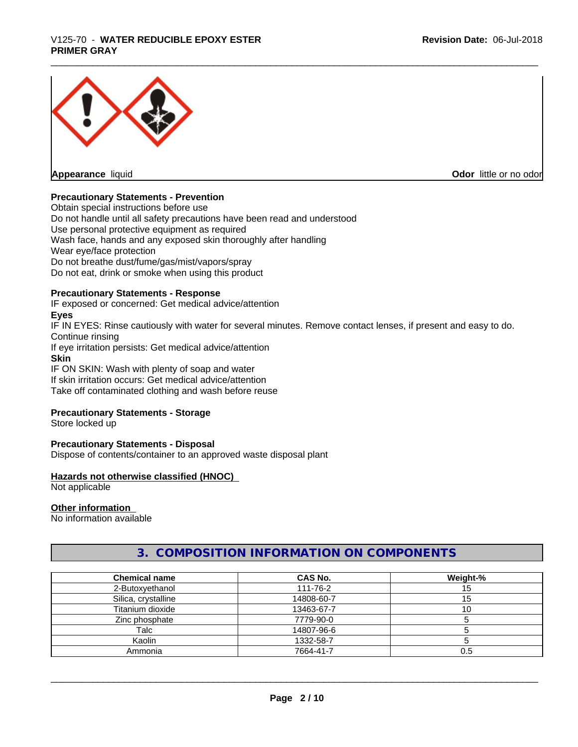**Appearance** liquid

**Odor** little or no odor

**Precautionary Statements - Prevention**

Obtain special instructions before use
Do not handle until all safety precautions have been read and understood
Use personal protective equipment as required
Wash face, hands and any exposed skin thoroughly after handling
Wear eye/face protection
Do not breathe dust/fume/gas/mist/vapors/spray
Do not eat, drink or smoke when using this product

**Precautionary Statements - Response**

IF exposed or concerned: Get medical advice/attention

**Eyes**

IF IN EYES: Rinse cautiously with water for several minutes. Remove contact lenses, if present and easy to do. Continue rinsing
If eye irritation persists: Get medical advice/attention

**Skin**

IF ON SKIN: Wash with plenty of soap and water
If skin irritation occurs: Get medical advice/attention
Take off contaminated clothing and wash before reuse

**Precautionary Statements - Storage**

Store locked up

**Precautionary Statements - Disposal**

Dispose of contents/container to an approved waste disposal plant

**Hazards not otherwise classified (HNOC)**

Not applicable

**Other information**

No information available

## 3. COMPOSITION INFORMATION ON COMPONENTS

| Chemical name | CAS No. | Weight-% |
|---|---|---|
| 2-Butoxyethanol | 111-76-2 | 15 |
| Silica, crystalline | 14808-60-7 | 15 |
| Titanium dioxide | 13463-67-7 | 10 |
| Zinc phosphate | 7779-90-0 | 5 |
| Talc | 14807-96-6 | 5 |
| Kaolin | 1332-58-7 | 5 |
| Ammonia | 7664-41-7 | 0.5 |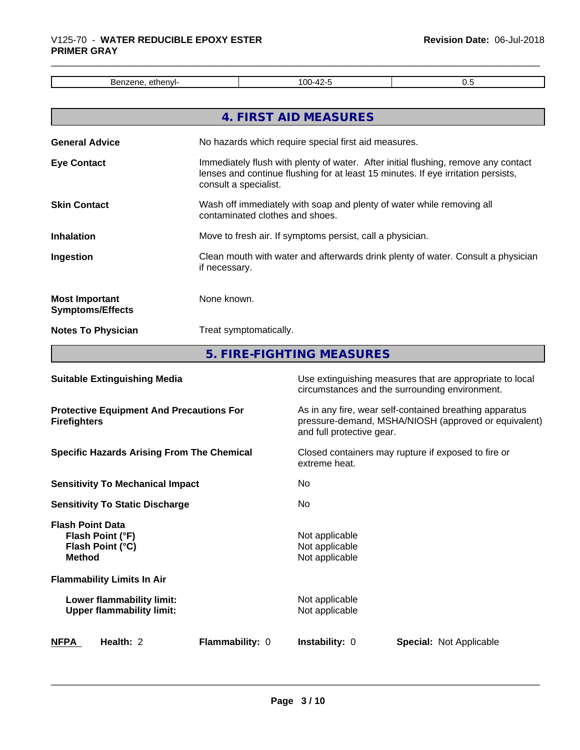| Benzene, ethenyl- | 100-42-5 | 0.5 |
|---|---|---|

## 4. FIRST AID MEASURES

**General Advice**
No hazards which require special first aid measures.

**Eye Contact**
Immediately flush with plenty of water. After initial flushing, remove any contact lenses and continue flushing for at least 15 minutes. If eye irritation persists, consult a specialist.

**Skin Contact**
Wash off immediately with soap and plenty of water while removing all contaminated clothes and shoes.

**Inhalation**
Move to fresh air. If symptoms persist, call a physician.

**Ingestion**
Clean mouth with water and afterwards drink plenty of water. Consult a physician if necessary.

**Most Important Symptoms/Effects**
None known.

**Notes To Physician**
Treat symptomatically.

## 5. FIRE-FIGHTING MEASURES

**Suitable Extinguishing Media**
Use extinguishing measures that are appropriate to local circumstances and the surrounding environment.

**Protective Equipment And Precautions For Firefighters**
As in any fire, wear self-contained breathing apparatus pressure-demand, MSHA/NIOSH (approved or equivalent) and full protective gear.

**Specific Hazards Arising From The Chemical**
Closed containers may rupture if exposed to fire or extreme heat.

**Sensitivity To Mechanical Impact**
No

**Sensitivity To Static Discharge**
No

**Flash Point Data**
- **Flash Point (°F)**: Not applicable
- **Flash Point (°C)**: Not applicable
- **Method**: Not applicable

**Flammability Limits In Air**
- **Lower flammability limit:** Not applicable
- **Upper flammability limit:** Not applicable

| **NFPA** | **Health:** 2 | **Flammability:** 0 | **Instability:** 0 | **Special:** Not Applicable |
|---|---|---|---|---|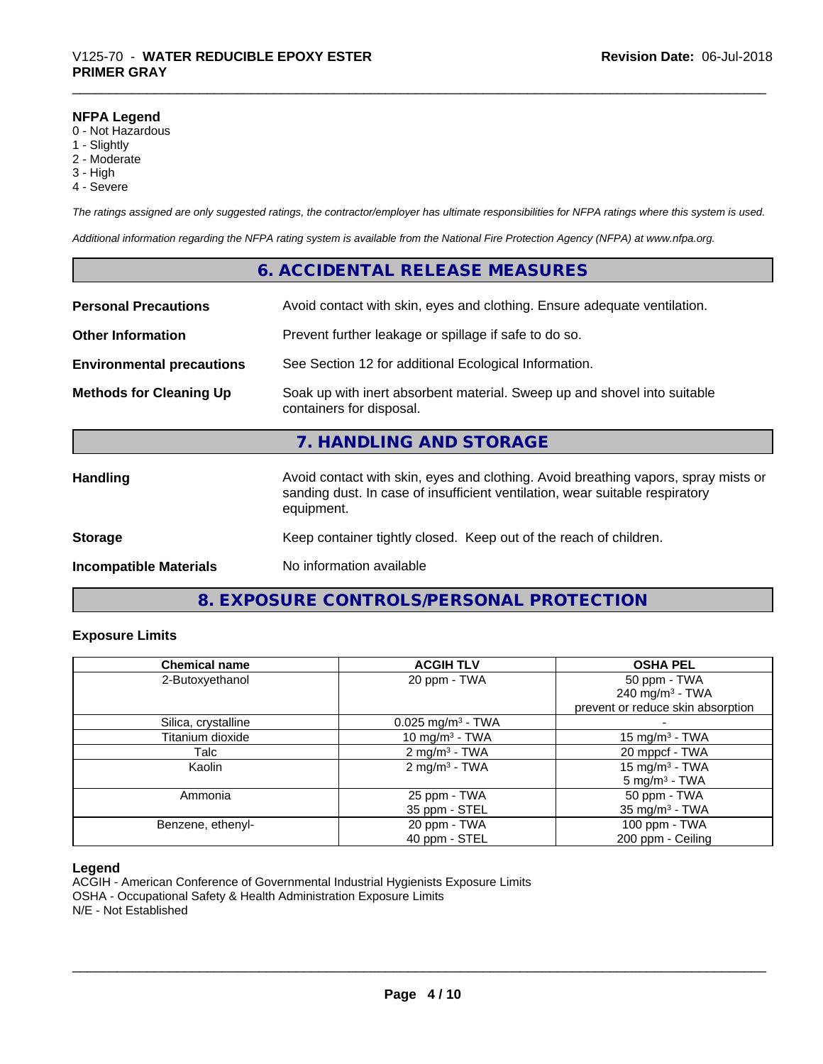**NFPA Legend**
0 - Not Hazardous
1 - Slightly
2 - Moderate
3 - High
4 - Severe

*The ratings assigned are only suggested ratings, the contractor/employer has ultimate responsibilities for NFPA ratings where this system is used.*

*Additional information regarding the NFPA rating system is available from the National Fire Protection Agency (NFPA) at www.nfpa.org.*

## 6. ACCIDENTAL RELEASE MEASURES

**Personal Precautions** — Avoid contact with skin, eyes and clothing. Ensure adequate ventilation.

**Other Information** — Prevent further leakage or spillage if safe to do so.

**Environmental precautions** — See Section 12 for additional Ecological Information.

**Methods for Cleaning Up** — Soak up with inert absorbent material. Sweep up and shovel into suitable containers for disposal.

## 7. HANDLING AND STORAGE

**Handling** — Avoid contact with skin, eyes and clothing. Avoid breathing vapors, spray mists or sanding dust. In case of insufficient ventilation, wear suitable respiratory equipment.

**Storage** — Keep container tightly closed. Keep out of the reach of children.

**Incompatible Materials** — No information available

## 8. EXPOSURE CONTROLS/PERSONAL PROTECTION

### Exposure Limits

| Chemical name | ACGIH TLV | OSHA PEL |
|---|---|---|
| 2-Butoxyethanol | 20 ppm - TWA | 50 ppm - TWA<br>240 mg/m³ - TWA<br>prevent or reduce skin absorption |
| Silica, crystalline | 0.025 mg/m³ - TWA | - |
| Titanium dioxide | 10 mg/m³ - TWA | 15 mg/m³ - TWA |
| Talc | 2 mg/m³ - TWA | 20 mppcf - TWA |
| Kaolin | 2 mg/m³ - TWA | 15 mg/m³ - TWA<br>5 mg/m³ - TWA |
| Ammonia | 25 ppm - TWA<br>35 ppm - STEL | 50 ppm - TWA<br>35 mg/m³ - TWA |
| Benzene, ethenyl- | 20 ppm - TWA<br>40 ppm - STEL | 100 ppm - TWA<br>200 ppm - Ceiling |

### Legend
ACGIH - American Conference of Governmental Industrial Hygienists Exposure Limits
OSHA - Occupational Safety & Health Administration Exposure Limits
N/E - Not Established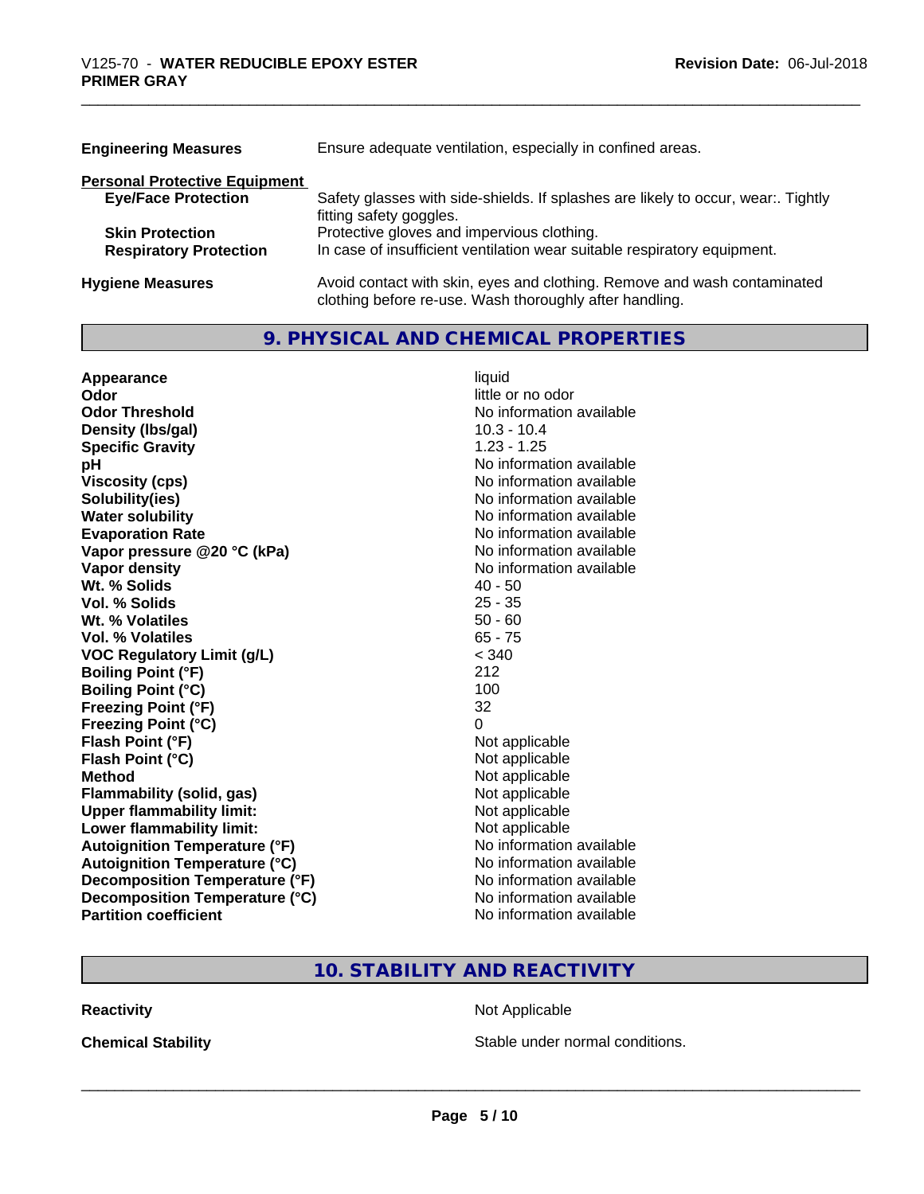| | |
|---|---|
| **Engineering Measures** | Ensure adequate ventilation, especially in confined areas. |

**Personal Protective Equipment**

| | |
|---|---|
| **Eye/Face Protection** | Safety glasses with side-shields. If splashes are likely to occur, wear:. Tightly fitting safety goggles. |
| **Skin Protection** | Protective gloves and impervious clothing. |
| **Respiratory Protection** | In case of insufficient ventilation wear suitable respiratory equipment. |

| | |
|---|---|
| **Hygiene Measures** | Avoid contact with skin, eyes and clothing. Remove and wash contaminated clothing before re-use. Wash thoroughly after handling. |

## 9. PHYSICAL AND CHEMICAL PROPERTIES

| | |
|---|---|
| **Appearance** | liquid |
| **Odor** | little or no odor |
| **Odor Threshold** | No information available |
| **Density (lbs/gal)** | 10.3 - 10.4 |
| **Specific Gravity** | 1.23 - 1.25 |
| **pH** | No information available |
| **Viscosity (cps)** | No information available |
| **Solubility(ies)** | No information available |
| **Water solubility** | No information available |
| **Evaporation Rate** | No information available |
| **Vapor pressure @20 °C (kPa)** | No information available |
| **Vapor density** | No information available |
| **Wt. % Solids** | 40 - 50 |
| **Vol. % Solids** | 25 - 35 |
| **Wt. % Volatiles** | 50 - 60 |
| **Vol. % Volatiles** | 65 - 75 |
| **VOC Regulatory Limit (g/L)** | < 340 |
| **Boiling Point (°F)** | 212 |
| **Boiling Point (°C)** | 100 |
| **Freezing Point (°F)** | 32 |
| **Freezing Point (°C)** | 0 |
| **Flash Point (°F)** | Not applicable |
| **Flash Point (°C)** | Not applicable |
| **Method** | Not applicable |
| **Flammability (solid, gas)** | Not applicable |
| **Upper flammability limit:** | Not applicable |
| **Lower flammability limit:** | Not applicable |
| **Autoignition Temperature (°F)** | No information available |
| **Autoignition Temperature (°C)** | No information available |
| **Decomposition Temperature (°F)** | No information available |
| **Decomposition Temperature (°C)** | No information available |
| **Partition coefficient** | No information available |

## 10. STABILITY AND REACTIVITY

| | |
|---|---|
| **Reactivity** | Not Applicable |
| **Chemical Stability** | Stable under normal conditions. |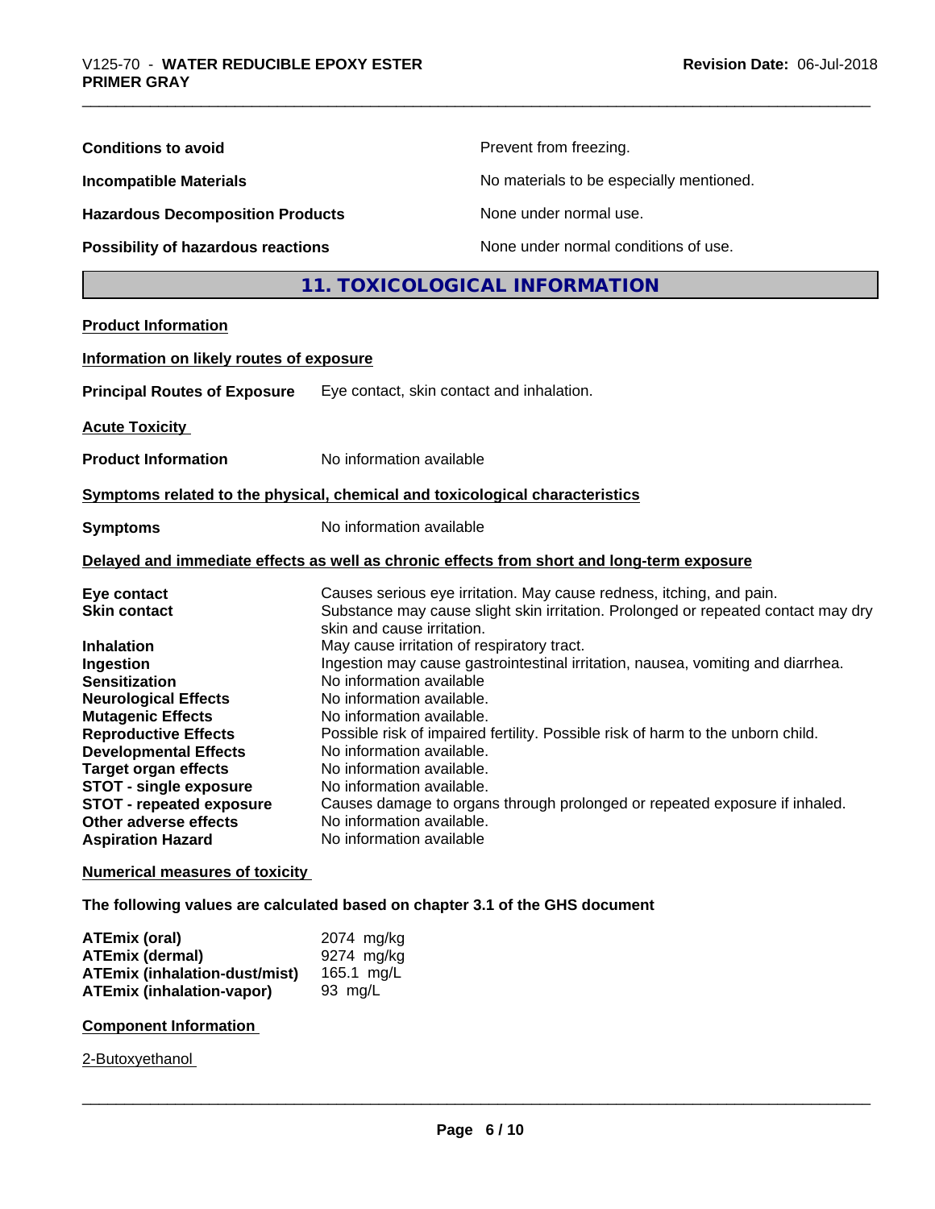| | |
|---|---|
| **Conditions to avoid** | Prevent from freezing. |
| **Incompatible Materials** | No materials to be especially mentioned. |
| **Hazardous Decomposition Products** | None under normal use. |
| **Possibility of hazardous reactions** | None under normal conditions of use. |

## 11. TOXICOLOGICAL INFORMATION

**Product Information**

**Information on likely routes of exposure**

**Principal Routes of Exposure** Eye contact, skin contact and inhalation.

**Acute Toxicity**

**Product Information** No information available

**Symptoms related to the physical, chemical and toxicological characteristics**

**Symptoms** No information available

**Delayed and immediate effects as well as chronic effects from short and long-term exposure**

| | |
|---|---|
| **Eye contact** | Causes serious eye irritation. May cause redness, itching, and pain. |
| **Skin contact** | Substance may cause slight skin irritation. Prolonged or repeated contact may dry skin and cause irritation. |
| **Inhalation** | May cause irritation of respiratory tract. |
| **Ingestion** | Ingestion may cause gastrointestinal irritation, nausea, vomiting and diarrhea. |
| **Sensitization** | No information available |
| **Neurological Effects** | No information available. |
| **Mutagenic Effects** | No information available. |
| **Reproductive Effects** | Possible risk of impaired fertility. Possible risk of harm to the unborn child. |
| **Developmental Effects** | No information available. |
| **Target organ effects** | No information available. |
| **STOT - single exposure** | No information available. |
| **STOT - repeated exposure** | Causes damage to organs through prolonged or repeated exposure if inhaled. |
| **Other adverse effects** | No information available. |
| **Aspiration Hazard** | No information available |

**Numerical measures of toxicity**

**The following values are calculated based on chapter 3.1 of the GHS document**

| | |
|---|---|
| **ATEmix (oral)** | 2074 mg/kg |
| **ATEmix (dermal)** | 9274 mg/kg |
| **ATEmix (inhalation-dust/mist)** | 165.1 mg/L |
| **ATEmix (inhalation-vapor)** | 93 mg/L |

**Component Information**

2-Butoxyethanol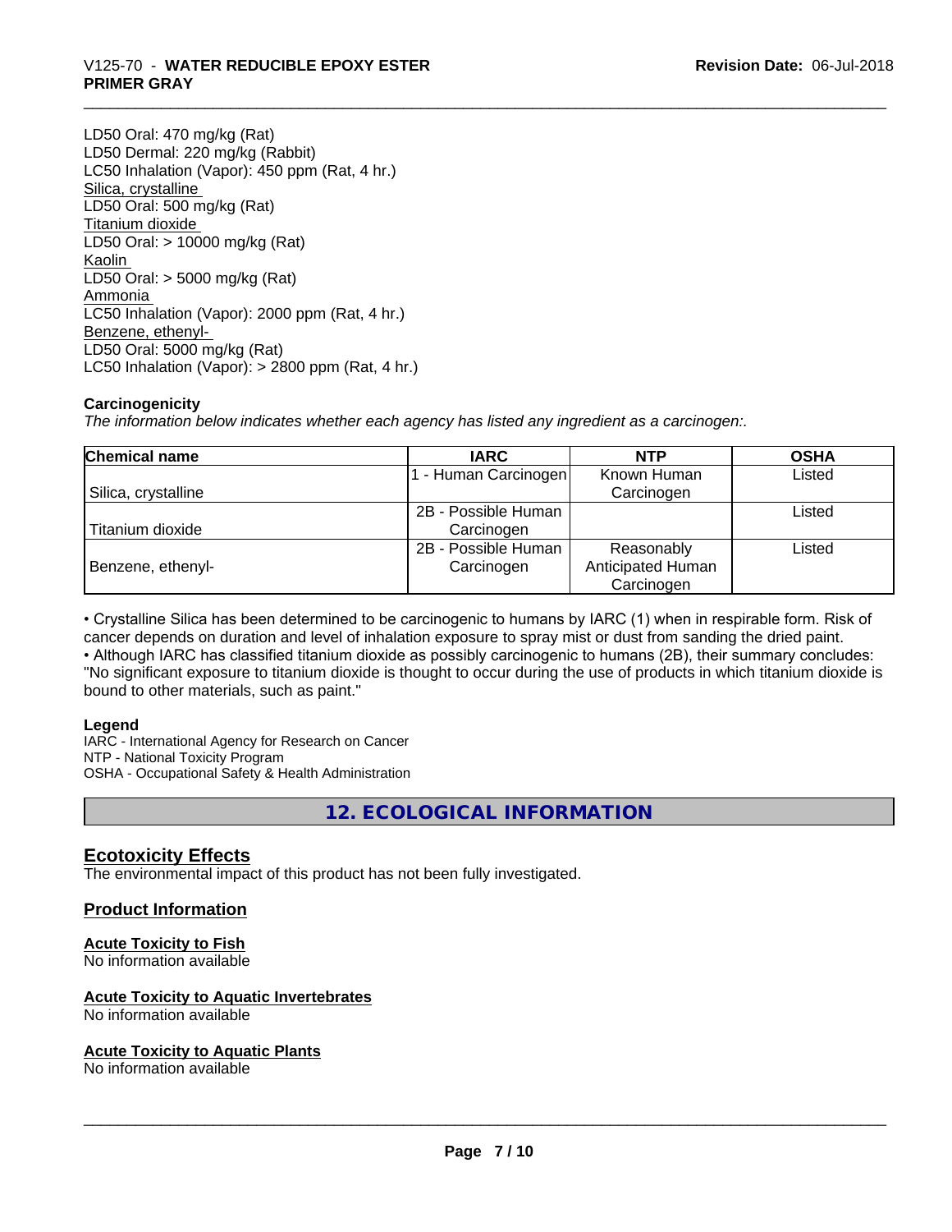LD50 Oral: 470 mg/kg (Rat)
LD50 Dermal: 220 mg/kg (Rabbit)
LC50 Inhalation (Vapor): 450 ppm (Rat, 4 hr.)

<u>Silica, crystalline</u>
LD50 Oral: 500 mg/kg (Rat)

<u>Titanium dioxide</u>
LD50 Oral: > 10000 mg/kg (Rat)

<u>Kaolin</u>
LD50 Oral: > 5000 mg/kg (Rat)

<u>Ammonia</u>
LC50 Inhalation (Vapor): 2000 ppm (Rat, 4 hr.)

<u>Benzene, ethenyl-</u>
LD50 Oral: 5000 mg/kg (Rat)
LC50 Inhalation (Vapor): > 2800 ppm (Rat, 4 hr.)

**Carcinogenicity**

*The information below indicates whether each agency has listed any ingredient as a carcinogen:.*

| Chemical name | IARC | NTP | OSHA |
| --- | --- | --- | --- |
| Silica, crystalline | 1 - Human Carcinogen | Known Human Carcinogen | Listed |
| Titanium dioxide | 2B - Possible Human Carcinogen | | Listed |
| Benzene, ethenyl- | 2B - Possible Human Carcinogen | Reasonably Anticipated Human Carcinogen | Listed |

- Crystalline Silica has been determined to be carcinogenic to humans by IARC (1) when in respirable form. Risk of cancer depends on duration and level of inhalation exposure to spray mist or dust from sanding the dried paint.
- Although IARC has classified titanium dioxide as possibly carcinogenic to humans (2B), their summary concludes: "No significant exposure to titanium dioxide is thought to occur during the use of products in which titanium dioxide is bound to other materials, such as paint."

**Legend**

IARC - International Agency for Research on Cancer
NTP - National Toxicity Program
OSHA - Occupational Safety & Health Administration

## 12. ECOLOGICAL INFORMATION

### Ecotoxicity Effects

The environmental impact of this product has not been fully investigated.

### Product Information

**Acute Toxicity to Fish**
No information available

**Acute Toxicity to Aquatic Invertebrates**
No information available

**Acute Toxicity to Aquatic Plants**
No information available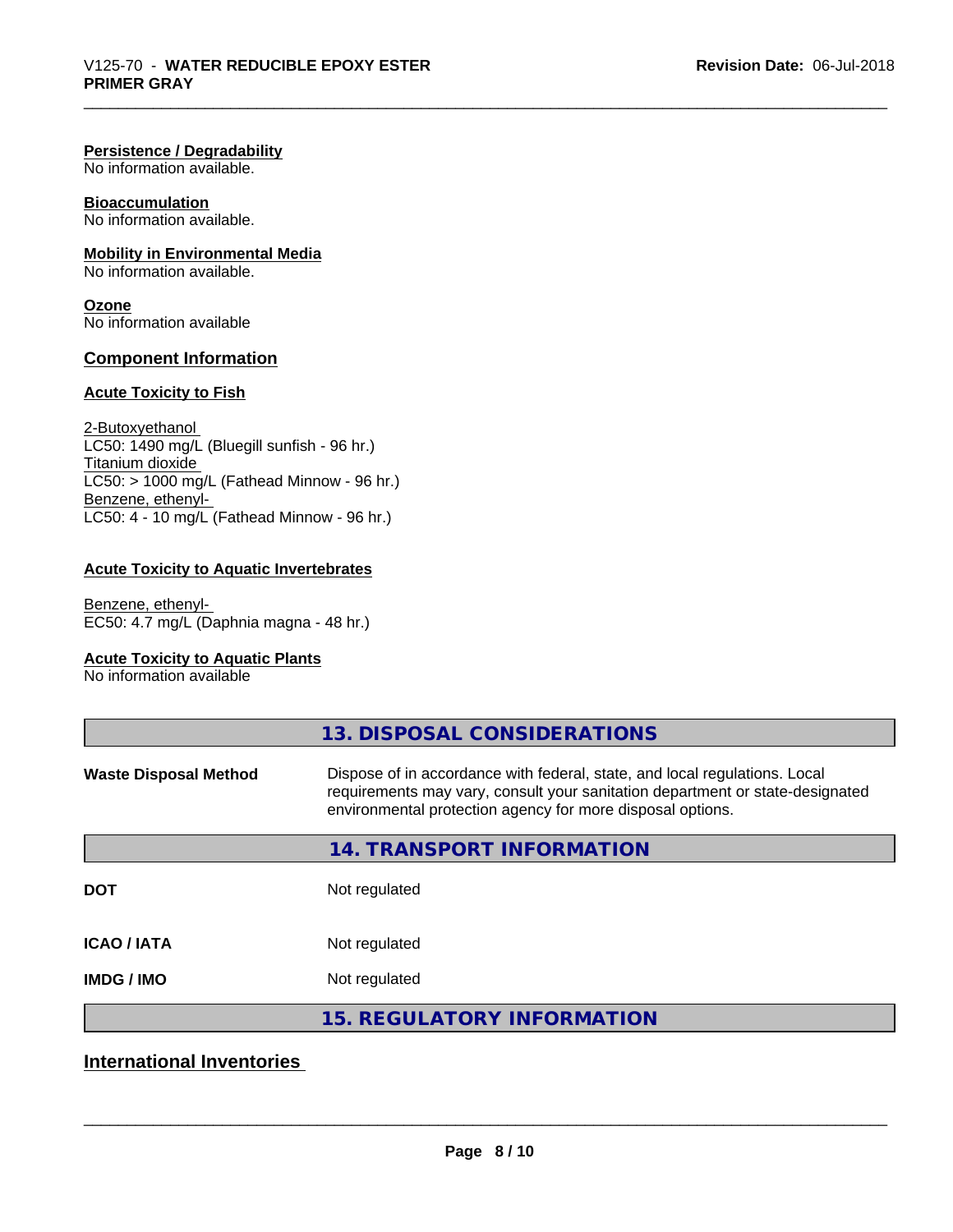**Persistence / Degradability**
No information available.

**Bioaccumulation**
No information available.

**Mobility in Environmental Media**
No information available.

**Ozone**
No information available

## Component Information

### Acute Toxicity to Fish

2-Butoxyethanol
LC50: 1490 mg/L (Bluegill sunfish - 96 hr.)
Titanium dioxide
LC50: > 1000 mg/L (Fathead Minnow - 96 hr.)
Benzene, ethenyl-
LC50: 4 - 10 mg/L (Fathead Minnow - 96 hr.)

### Acute Toxicity to Aquatic Invertebrates

Benzene, ethenyl-
EC50: 4.7 mg/L (Daphnia magna - 48 hr.)

### Acute Toxicity to Aquatic Plants

No information available

## 13. DISPOSAL CONSIDERATIONS

| | |
|---|---|
| **Waste Disposal Method** | Dispose of in accordance with federal, state, and local regulations. Local requirements may vary, consult your sanitation department or state-designated environmental protection agency for more disposal options. |

## 14. TRANSPORT INFORMATION

| | |
|---|---|
| **DOT** | Not regulated |
| **ICAO / IATA** | Not regulated |
| **IMDG / IMO** | Not regulated |

## 15. REGULATORY INFORMATION

### International Inventories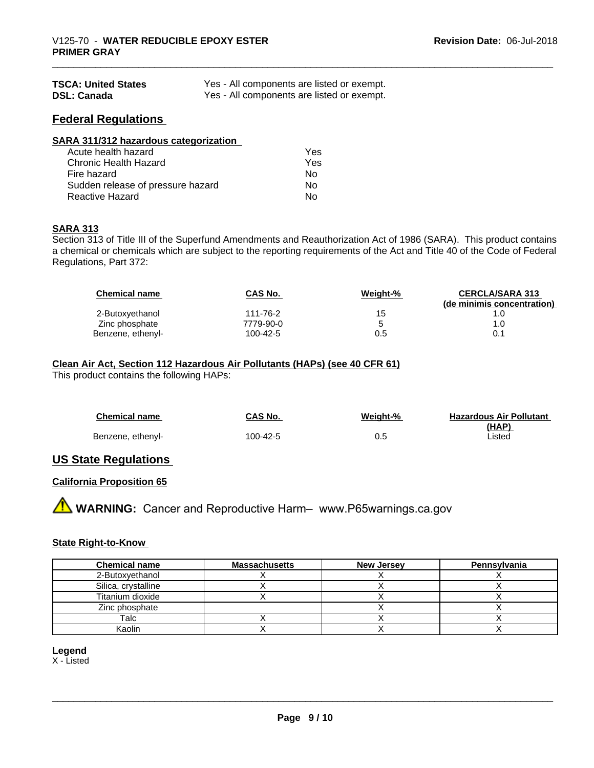| | |
|---|---|
| **TSCA: United States** | Yes - All components are listed or exempt. |
| **DSL: Canada** | Yes - All components are listed or exempt. |

## Federal Regulations

**SARA 311/312 hazardous categorization**

| | |
|---|---|
| Acute health hazard | Yes |
| Chronic Health Hazard | Yes |
| Fire hazard | No |
| Sudden release of pressure hazard | No |
| Reactive Hazard | No |

**SARA 313**

Section 313 of Title III of the Superfund Amendments and Reauthorization Act of 1986 (SARA). This product contains a chemical or chemicals which are subject to the reporting requirements of the Act and Title 40 of the Code of Federal Regulations, Part 372:

| Chemical name | CAS No. | Weight-% | CERCLA/SARA 313 (de minimis concentration) |
|---|---|---|---|
| 2-Butoxyethanol | 111-76-2 | 15 | 1.0 |
| Zinc phosphate | 7779-90-0 | 5 | 1.0 |
| Benzene, ethenyl- | 100-42-5 | 0.5 | 0.1 |

**Clean Air Act, Section 112 Hazardous Air Pollutants (HAPs) (see 40 CFR 61)**

This product contains the following HAPs:

| Chemical name | CAS No. | Weight-% | Hazardous Air Pollutant (HAP) |
|---|---|---|---|
| Benzene, ethenyl- | 100-42-5 | 0.5 | Listed |

## US State Regulations

**California Proposition 65**

⚠ **WARNING:** Cancer and Reproductive Harm– www.P65warnings.ca.gov

**State Right-to-Know**

| Chemical name | Massachusetts | New Jersey | Pennsylvania |
|---|---|---|---|
| 2-Butoxyethanol | X | X | X |
| Silica, crystalline | X | X | X |
| Titanium dioxide | X | X | X |
| Zinc phosphate | | X | X |
| Talc | X | X | X |
| Kaolin | X | X | X |

**Legend**

X - Listed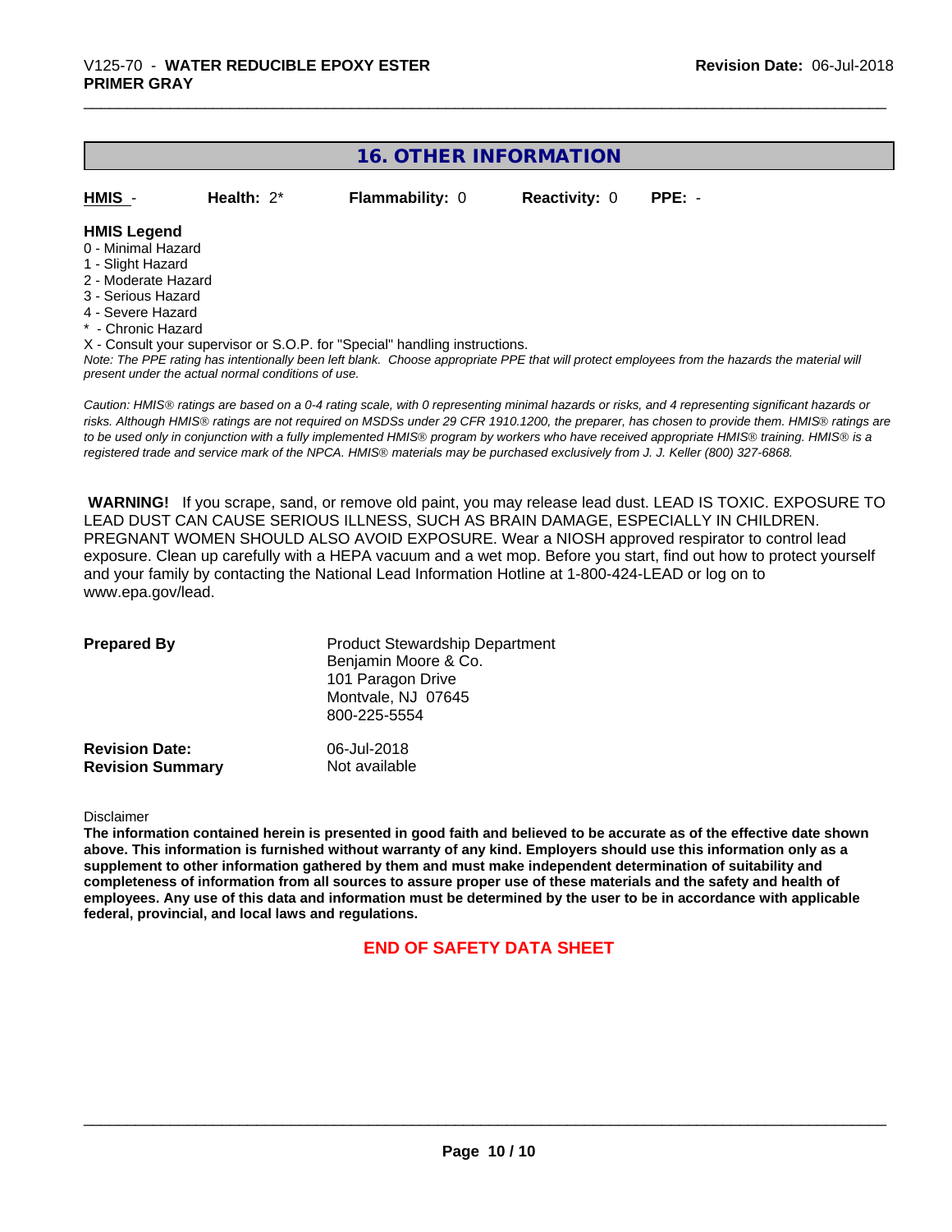## 16. OTHER INFORMATION

| HMIS - | Health: 2* | Flammability: 0 | Reactivity: 0 | PPE: - |
|---|---|---|---|---|

**HMIS Legend**
0 - Minimal Hazard
1 - Slight Hazard
2 - Moderate Hazard
3 - Serious Hazard
4 - Severe Hazard
* - Chronic Hazard
X - Consult your supervisor or S.O.P. for "Special" handling instructions.

*Note: The PPE rating has intentionally been left blank. Choose appropriate PPE that will protect employees from the hazards the material will present under the actual normal conditions of use.*

*Caution: HMIS® ratings are based on a 0-4 rating scale, with 0 representing minimal hazards or risks, and 4 representing significant hazards or risks. Although HMIS® ratings are not required on MSDSs under 29 CFR 1910.1200, the preparer, has chosen to provide them. HMIS® ratings are to be used only in conjunction with a fully implemented HMIS® program by workers who have received appropriate HMIS® training. HMIS® is a registered trade and service mark of the NPCA. HMIS® materials may be purchased exclusively from J. J. Keller (800) 327-6868.*

**WARNING!** If you scrape, sand, or remove old paint, you may release lead dust. LEAD IS TOXIC. EXPOSURE TO LEAD DUST CAN CAUSE SERIOUS ILLNESS, SUCH AS BRAIN DAMAGE, ESPECIALLY IN CHILDREN. PREGNANT WOMEN SHOULD ALSO AVOID EXPOSURE. Wear a NIOSH approved respirator to control lead exposure. Clean up carefully with a HEPA vacuum and a wet mop. Before you start, find out how to protect yourself and your family by contacting the National Lead Information Hotline at 1-800-424-LEAD or log on to www.epa.gov/lead.

**Prepared By**
Product Stewardship Department
Benjamin Moore & Co.
101 Paragon Drive
Montvale, NJ 07645
800-225-5554

**Revision Date:** 06-Jul-2018
**Revision Summary** Not available

Disclaimer
**The information contained herein is presented in good faith and believed to be accurate as of the effective date shown above. This information is furnished without warranty of any kind. Employers should use this information only as a supplement to other information gathered by them and must make independent determination of suitability and completeness of information from all sources to assure proper use of these materials and the safety and health of employees. Any use of this data and information must be determined by the user to be in accordance with applicable federal, provincial, and local laws and regulations.**

**END OF SAFETY DATA SHEET**